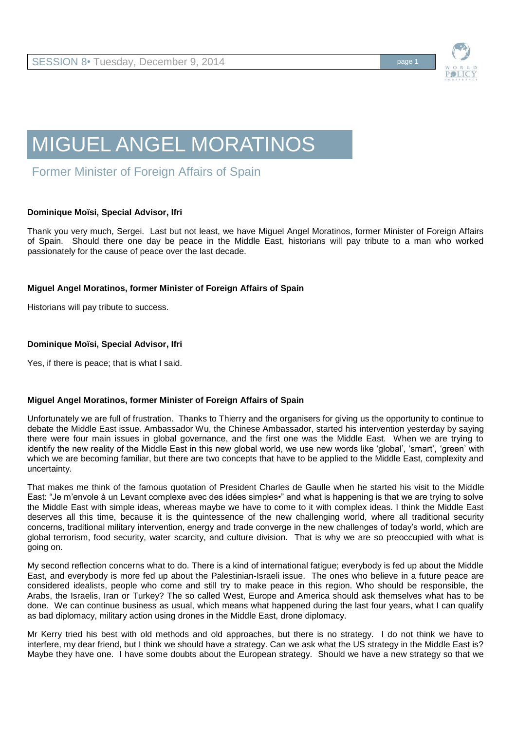# MIGUEL ANGEL MORATINOS

## Former Minister of Foreign Affairs of Spain

**Dominique Moïsi, Special Advisor, Ifri**

Thank you very much, Sergei. Last but not least, we have Miguel Angel Moratinos, former Minister of Foreign Affairs of Spain. Should there one day be peace in the Middle East, historians will pay tribute to a man who worked passionately for the cause of peace over the last decade.

**Miguel Angel Moratinos, former Minister of Foreign Affairs of Spain**

Historians will pay tribute to success.

**Dominique Moïsi, Special Advisor, Ifri**

Yes, if there is peace; that is what I said.

**Miguel Angel Moratinos, former Minister of Foreign Affairs of Spain**

Unfortunately we are full of frustration. Thanks to Thierry and the organisers for giving us the opportunity to continue to debate the Middle East issue. Ambassador Wu, the Chinese Ambassador, started his intervention yesterday by saying there were four main issues in global governance, and the first one was the Middle East. When we are trying to identify the new reality of the Middle East in this new global world, we use new words like 'global', 'smart', 'green' with which we are becoming familiar, but there are two concepts that have to be applied to the Middle East, complexity and uncertainty.

That makes me think of the famous quotation of President Charles de Gaulle when he started his visit to the Middle East: "Je m'envole à un Levant complexe avec des idées simples•" and what is happening is that we are trying to solve the Middle East with simple ideas, whereas maybe we have to come to it with complex ideas. I think the Middle East deserves all this time, because it is the quintessence of the new challenging world, where all traditional security concerns, traditional military intervention, energy and trade converge in the new challenges of today's world, which are global terrorism, food security, water scarcity, and culture division. That is why we are so preoccupied with what is going on.

My second reflection concerns what to do. There is a kind of international fatigue; everybody is fed up about the Middle East, and everybody is more fed up about the Palestinian-Israeli issue. The ones who believe in a future peace are considered idealists, people who come and still try to make peace in this region. Who should be responsible, the Arabs, the Israelis, Iran or Turkey? The so called West, Europe and America should ask themselves what has to be done. We can continue business as usual, which means what happened during the last four years, what I can qualify as bad diplomacy, military action using drones in the Middle East, drone diplomacy.

Mr Kerry tried his best with old methods and old approaches, but there is no strategy. I do not think we have to interfere, my dear friend, but I think we should have a strategy. Can we ask what the US strategy in the Middle East is? Maybe they have one. I have some doubts about the European strategy. Should we have a new strategy so that we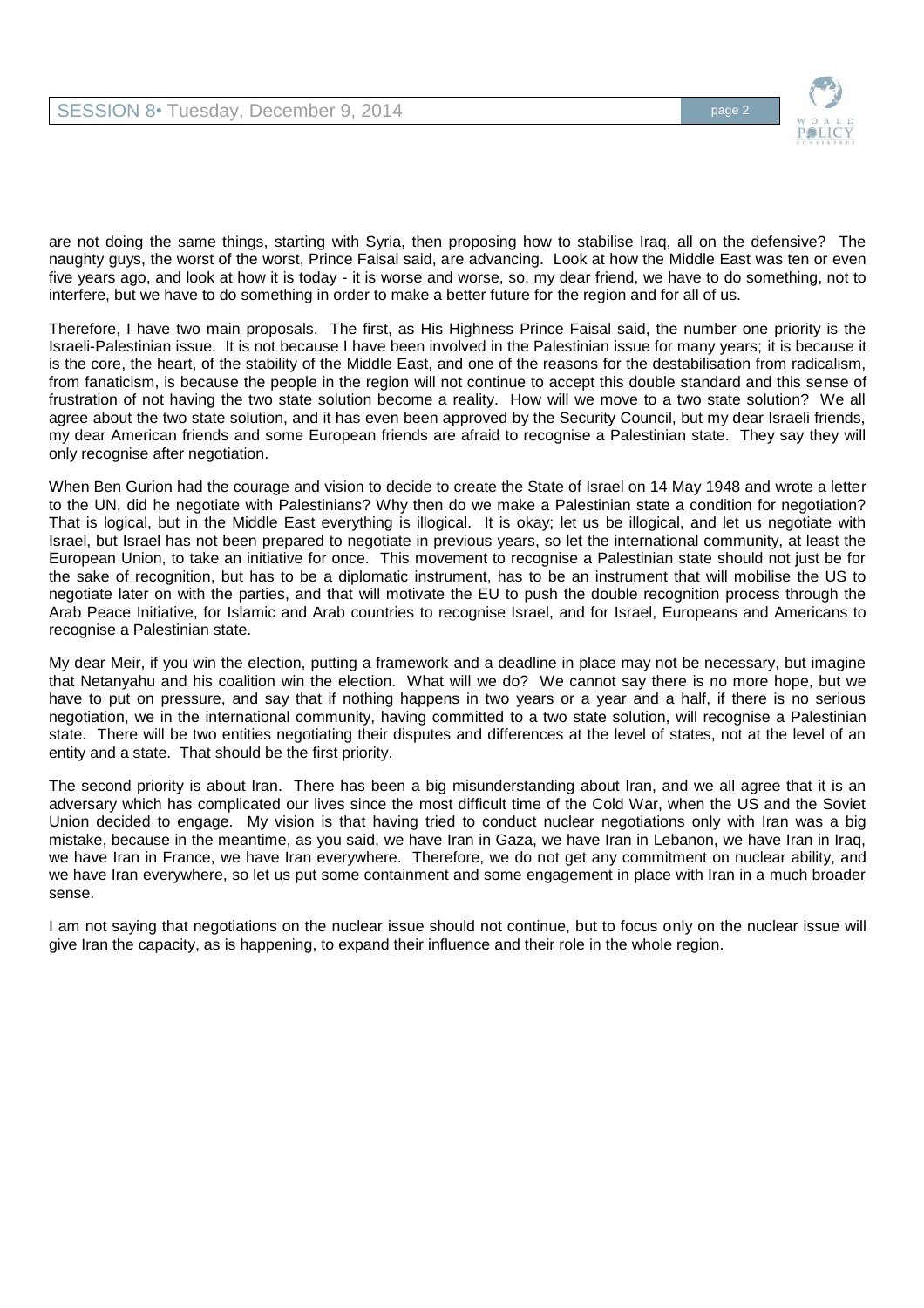are not doing the same things, starting with Syria, then proposing how to stabilise Iraq, all on the defensive? The naughty guys, the worst of the worst, Prince Faisal said, are advancing. Look at how the Middle East was ten or even five years ago, and look at how it is today - it is worse and worse, so, my dear friend, we have to do something, not to interfere, but we have to do something in order to make a better future for the region and for all of us.

Therefore, I have two main proposals. The first, as His Highness Prince Faisal said, the number one priority is the Israeli-Palestinian issue. It is not because I have been involved in the Palestinian issue for many years; it is because it is the core, the heart, of the stability of the Middle East, and one of the reasons for the destabilisation from radicalism, from fanaticism, is because the people in the region will not continue to accept this double standard and this sense of frustration of not having the two state solution become a reality. How will we move to a two state solution? We all agree about the two state solution, and it has even been approved by the Security Council, but my dear Israeli friends, my dear American friends and some European friends are afraid to recognise a Palestinian state. They say they will only recognise after negotiation.

When Ben Gurion had the courage and vision to decide to create the State of Israel on 14 May 1948 and wrote a letter to the UN, did he negotiate with Palestinians? Why then do we make a Palestinian state a condition for negotiation? That is logical, but in the Middle East everything is illogical. It is okay; let us be illogical, and let us negotiate with Israel, but Israel has not been prepared to negotiate in previous years, so let the international community, at least the European Union, to take an initiative for once. This movement to recognise a Palestinian state should not just be for the sake of recognition, but has to be a diplomatic instrument, has to be an instrument that will mobilise the US to negotiate later on with the parties, and that will motivate the EU to push the double recognition process through the Arab Peace Initiative, for Islamic and Arab countries to recognise Israel, and for Israel, Europeans and Americans to recognise a Palestinian state.

My dear Meir, if you win the election, putting a framework and a deadline in place may not be necessary, but imagine that Netanyahu and his coalition win the election. What will we do? We cannot say there is no more hope, but we have to put on pressure, and say that if nothing happens in two years or a year and a half, if there is no serious negotiation, we in the international community, having committed to a two state solution, will recognise a Palestinian state. There will be two entities negotiating their disputes and differences at the level of states, not at the level of an entity and a state. That should be the first priority.

The second priority is about Iran. There has been a big misunderstanding about Iran, and we all agree that it is an adversary which has complicated our lives since the most difficult time of the Cold War, when the US and the Soviet Union decided to engage. My vision is that having tried to conduct nuclear negotiations only with Iran was a big mistake, because in the meantime, as you said, we have Iran in Gaza, we have Iran in Lebanon, we have Iran in Iraq, we have Iran in France, we have Iran everywhere. Therefore, we do not get any commitment on nuclear ability, and we have Iran everywhere, so let us put some containment and some engagement in place with Iran in a much broader sense.

I am not saying that negotiations on the nuclear issue should not continue, but to focus only on the nuclear issue will give Iran the capacity, as is happening, to expand their influence and their role in the whole region.